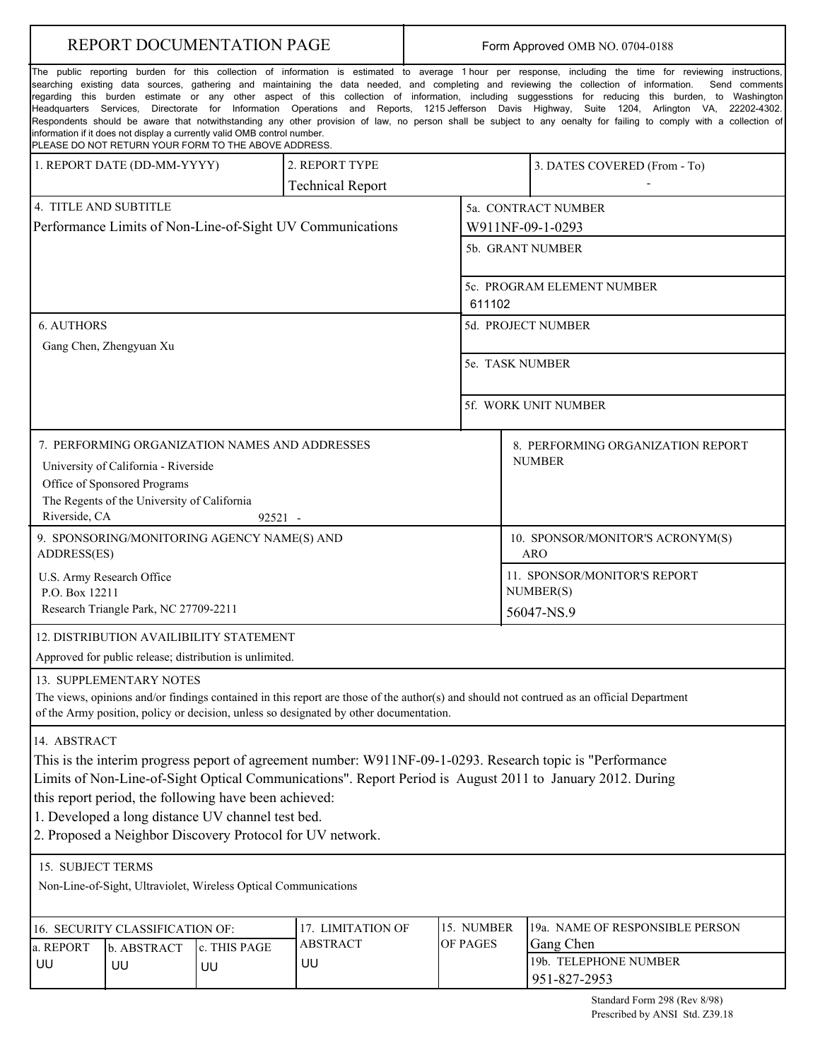# REPORT DOCUMENTATION PAGE

Form Approved OMB NO. 0704-0188

The public reporting burden for this collection of information is estimated to average 1 hour per response, including the time for reviewing instructions, searching existing data sources, gathering and maintaining the data needed, and completing and reviewing the collection of information. Send comments regarding this burden estimate or any other aspect of this collection of information, including suggesstions for reducing this burden, to Washington Headquarters Services, Directorate for Information Operations and Reports, 1215 Jefferson Davis Highway, Suite 1204, Arlington VA, 22202-4302. Respondents should be aware that notwithstanding any other provision of law, no person shall be subject to any oenalty for failing to comply with a collection of information if it does not display a currently valid OMB control number.
PLEASE DO NOT RETURN YOUR FORM TO THE ABOVE ADDRESS.

| 1. REPORT DATE (DD-MM-YYYY) | 2. REPORT TYPE | 3. DATES COVERED (From - To) |
| --- | --- | --- |
| | Technical Report | - |

| 4. TITLE AND SUBTITLE | |
| --- | --- |
| Performance Limits of Non-Line-of-Sight UV Communications | 5a. CONTRACT NUMBER<br>W911NF-09-1-0293 |
| | 5b. GRANT NUMBER |
| | 5c. PROGRAM ELEMENT NUMBER<br>611102 |
| 6. AUTHORS<br>Gang Chen, Zhengyuan Xu | 5d. PROJECT NUMBER |
| | 5e. TASK NUMBER |
| | 5f. WORK UNIT NUMBER |

| 7. PERFORMING ORGANIZATION NAMES AND ADDRESSES | 8. PERFORMING ORGANIZATION REPORT NUMBER |
| --- | --- |
| University of California - Riverside<br>Office of Sponsored Programs<br>The Regents of the University of California<br>Riverside, CA 92521 - | |
| 9. SPONSORING/MONITORING AGENCY NAME(S) AND ADDRESS(ES) | 10. SPONSOR/MONITOR'S ACRONYM(S)<br>ARO |
| U.S. Army Research Office<br>P.O. Box 12211<br>Research Triangle Park, NC 27709-2211 | 11. SPONSOR/MONITOR'S REPORT NUMBER(S)<br>56047-NS.9 |

12. DISTRIBUTION AVAILIBILITY STATEMENT

Approved for public release; distribution is unlimited.

13. SUPPLEMENTARY NOTES

The views, opinions and/or findings contained in this report are those of the author(s) and should not contrued as an official Department of the Army position, policy or decision, unless so designated by other documentation.

14. ABSTRACT

This is the interim progress peport of agreement number: W911NF-09-1-0293. Research topic is "Performance Limits of Non-Line-of-Sight Optical Communications". Report Period is August 2011 to January 2012. During this report period, the following have been achieved:

1. Developed a long distance UV channel test bed.
2. Proposed a Neighbor Discovery Protocol for UV network.

15. SUBJECT TERMS

Non-Line-of-Sight, Ultraviolet, Wireless Optical Communications

| 16. SECURITY CLASSIFICATION OF: | | | 17. LIMITATION OF ABSTRACT | 15. NUMBER OF PAGES | 19a. NAME OF RESPONSIBLE PERSON |
| --- | --- | --- | --- | --- | --- |
| a. REPORT | b. ABSTRACT | c. THIS PAGE | | | Gang Chen |
| UU | UU | UU | UU | | 19b. TELEPHONE NUMBER<br>951-827-2953 |

Standard Form 298 (Rev 8/98)
Prescribed by ANSI Std. Z39.18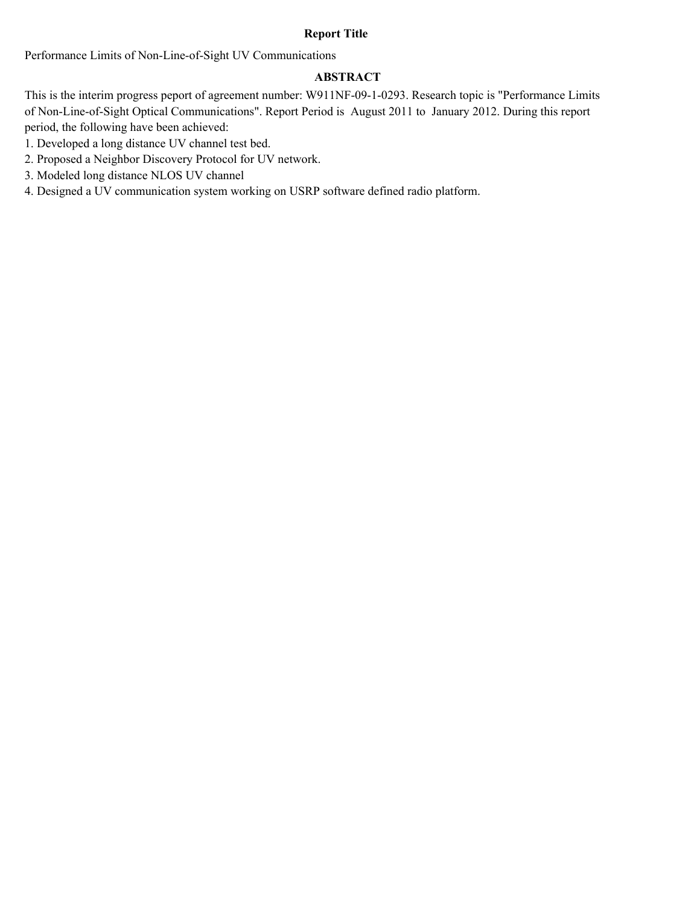**Report Title**

Performance Limits of Non-Line-of-Sight UV Communications

**ABSTRACT**

This is the interim progress peport of agreement number: W911NF-09-1-0293. Research topic is "Performance Limits of Non-Line-of-Sight Optical Communications". Report Period is August 2011 to January 2012. During this report period, the following have been achieved:

1. Developed a long distance UV channel test bed.
2. Proposed a Neighbor Discovery Protocol for UV network.
3. Modeled long distance NLOS UV channel
4. Designed a UV communication system working on USRP software defined radio platform.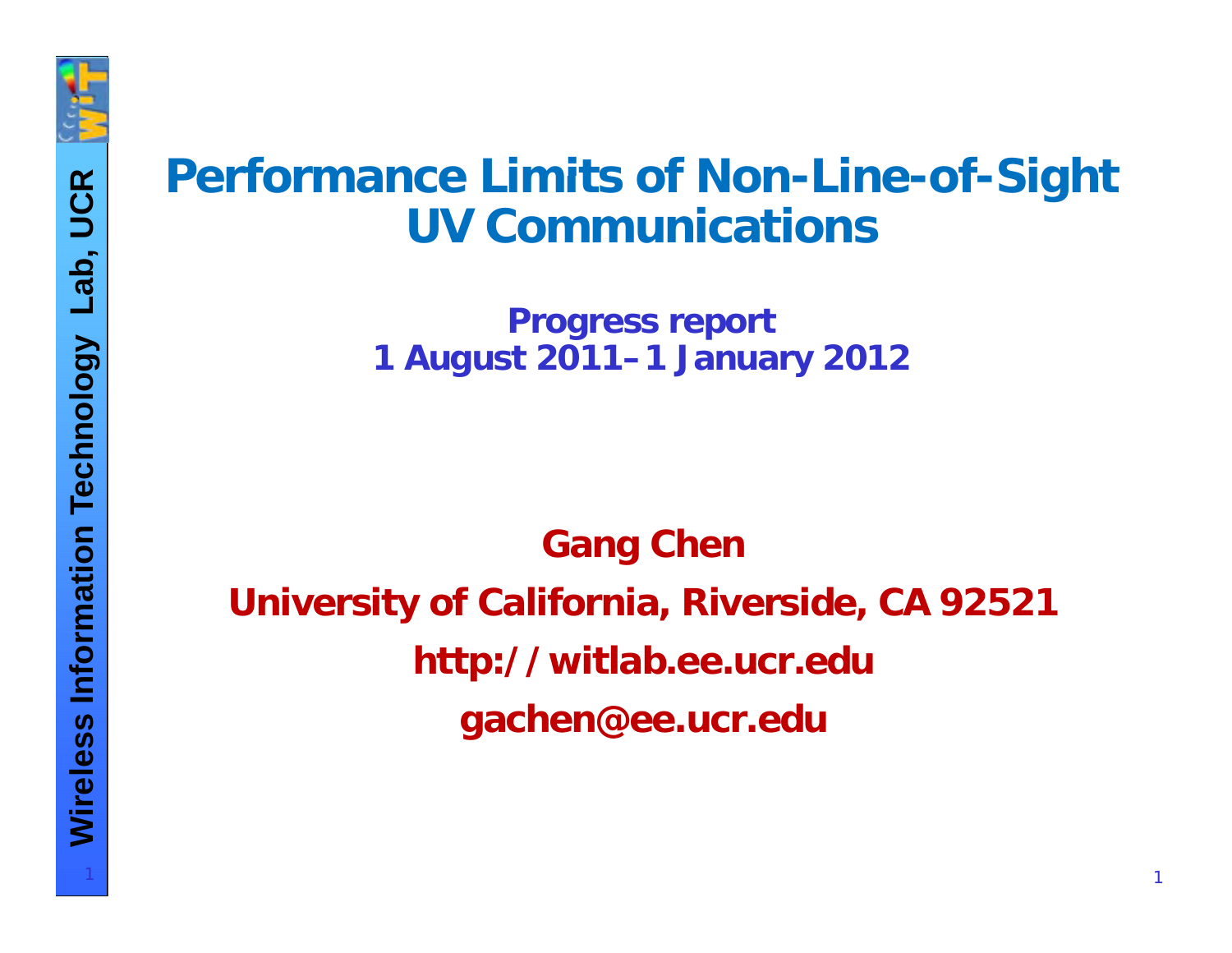# Performance Limits of Non-Line-of-Sight UV Communications

**Progress report**
**1 August 2011–1 January 2012**

**Gang Chen**

**University of California, Riverside, CA 92521**

**http://witlab.ee.ucr.edu**

**gachen@ee.ucr.edu**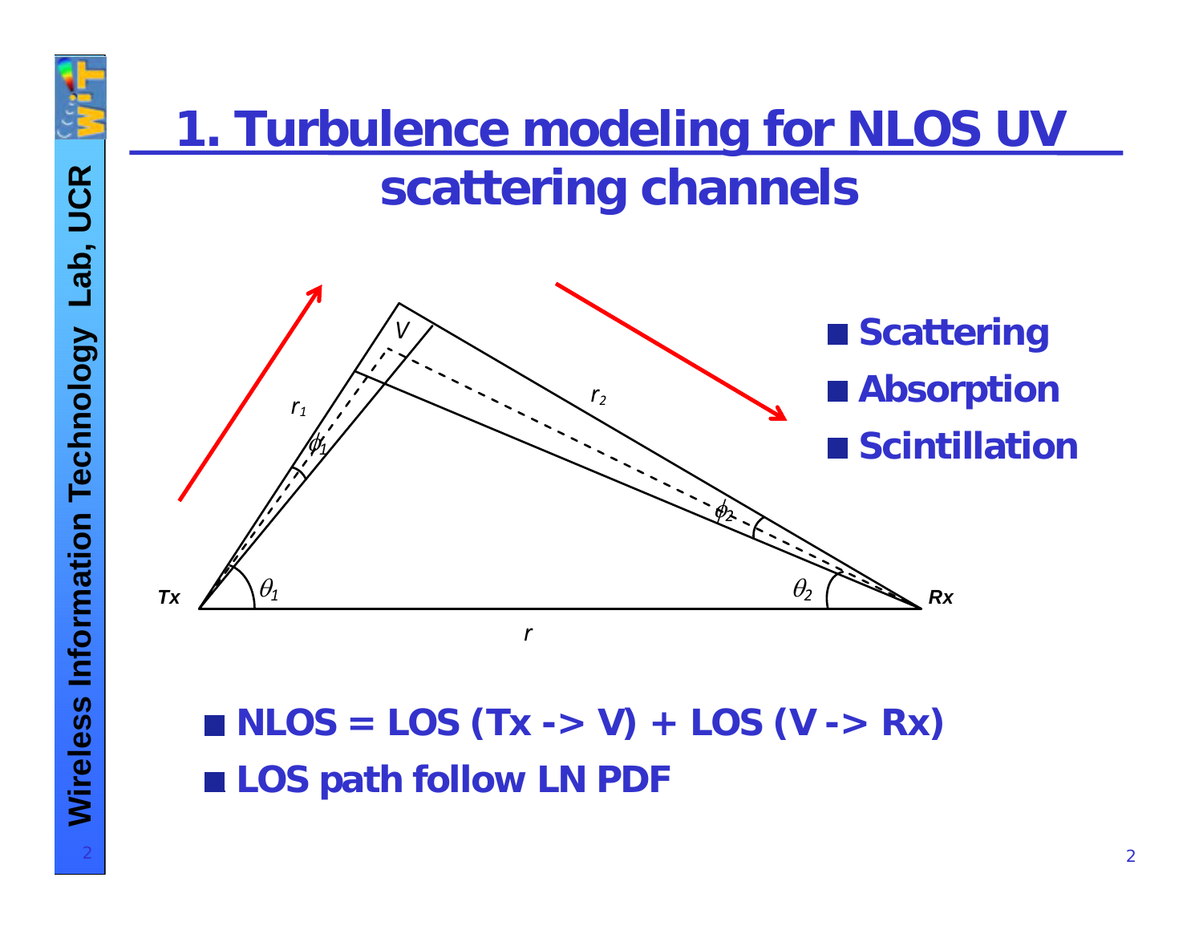# 1. Turbulence modeling for NLOS UV scattering channels

- Scattering
- Absorption
- Scintillation

- NLOS = LOS (Tx -> V) + LOS (V -> Rx)
- LOS path follow LN PDF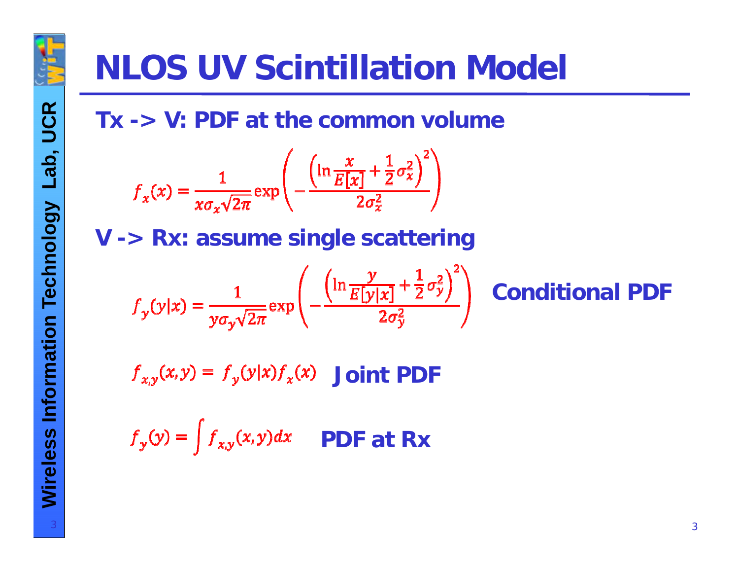# NLOS UV Scintillation Model

## Tx -> V: PDF at the common volume

$$f_x(x) = \frac{1}{x\sigma_x\sqrt{2\pi}} \exp\left(-\frac{\left(\ln\frac{x}{E[x]} + \frac{1}{2}\sigma_x^2\right)^2}{2\sigma_x^2}\right)$$

## V -> Rx: assume single scattering

$$f_y(y|x) = \frac{1}{y\sigma_y\sqrt{2\pi}} \exp\left(-\frac{\left(\ln\frac{y}{E[y|x]} + \frac{1}{2}\sigma_y^2\right)^2}{2\sigma_y^2}\right)$$

**Conditional PDF**

$$f_{x,y}(x,y) = f_y(y|x)f_x(x)$$

**Joint PDF**

$$f_y(y) = \int f_{x,y}(x,y)dx$$

**PDF at Rx**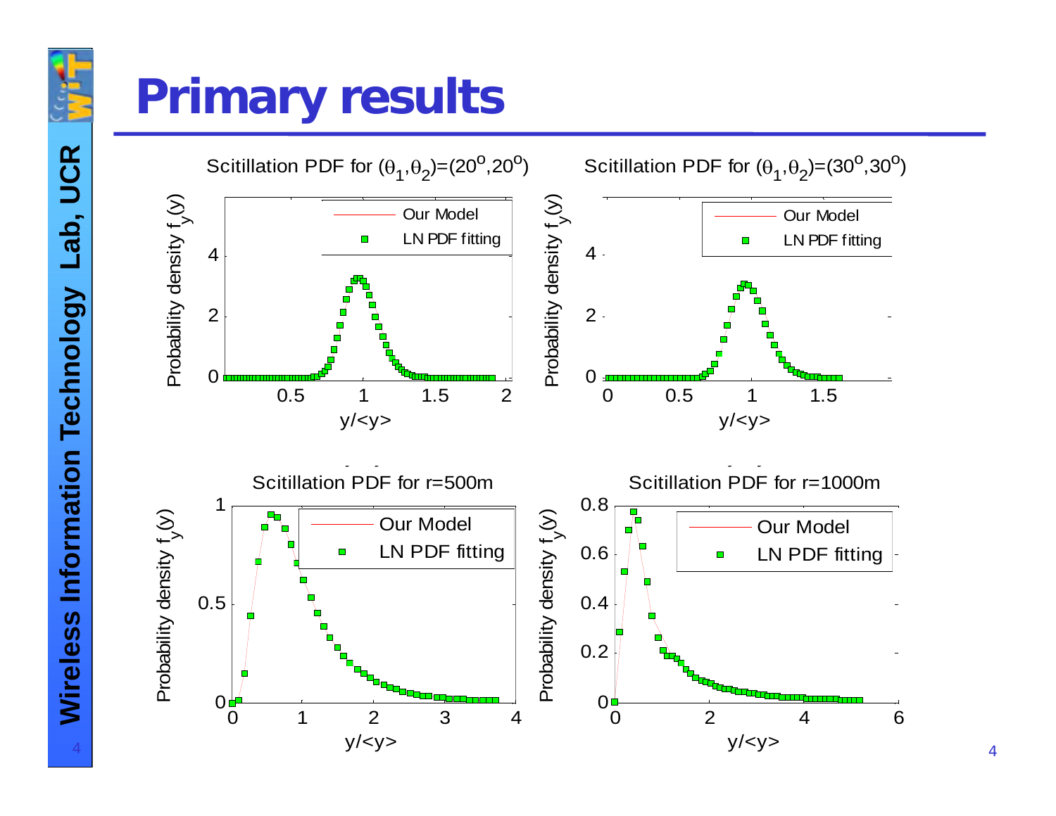# Primary results

Scitillation PDF for $(\theta_1,\theta_2)=(20^o,20^o)$

Scitillation PDF for $(\theta_1,\theta_2)=(30^o,30^o)$

Scitillation PDF for r=500m

Scitillation PDF for r=1000m

Probability density $f_y(y)$

$y/\langle y\rangle$

Our Model

LN PDF fitting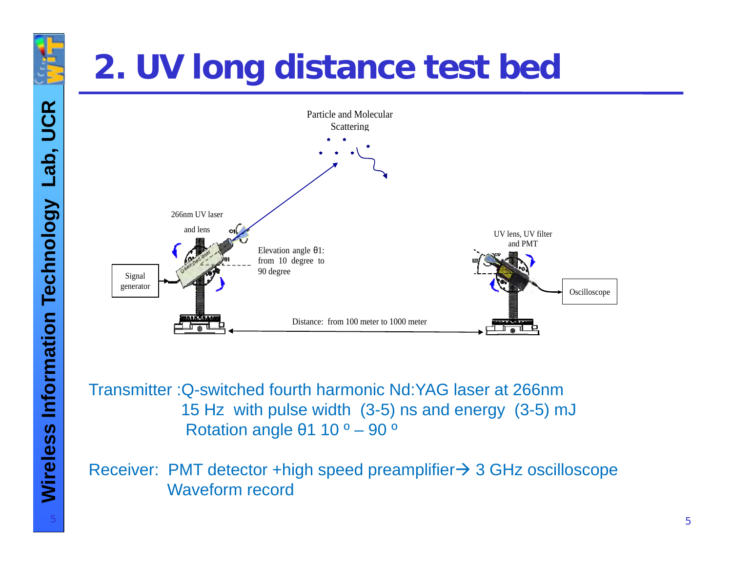# 2. UV long distance test bed

Particle and Molecular Scattering

266nm UV laser and lens

Elevation angle θ1: from 10 degree to 90 degree

UV lens, UV filter and PMT

Signal generator

Oscilloscope

Distance: from 100 meter to 1000 meter

Transmitter :Q-switched fourth harmonic Nd:YAG laser at 266nm
15 Hz with pulse width (3-5) ns and energy (3-5) mJ
Rotation angle θ1 10 º – 90 º

Receiver: PMT detector +high speed preamplifier→ 3 GHz oscilloscope
Waveform record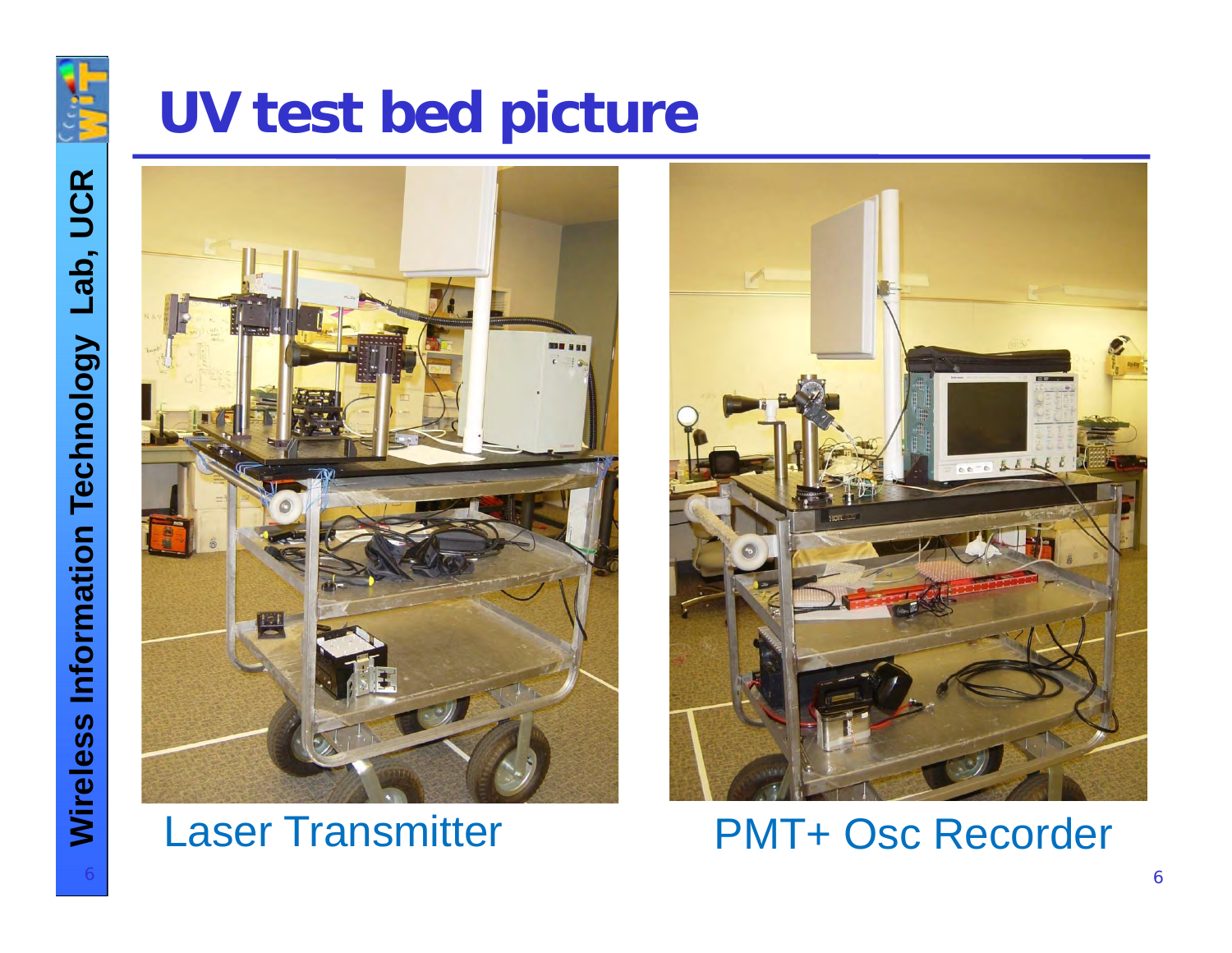# UV test bed picture

Laser Transmitter

PMT+ Osc Recorder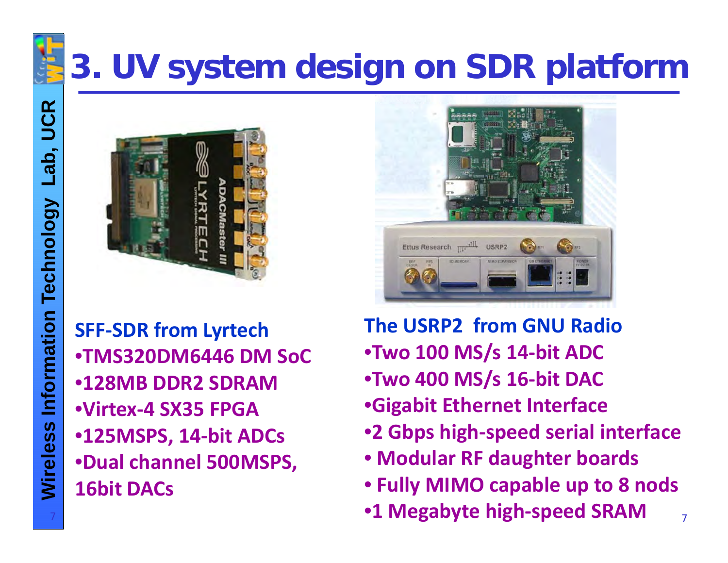# 3. UV system design on SDR platform

**SFF-SDR from Lyrtech**

- TMS320DM6446 DM SoC
- 128MB DDR2 SDRAM
- Virtex-4 SX35 FPGA
- 125MSPS, 14-bit ADCs
- Dual channel 500MSPS, 16bit DACs

**The USRP2 from GNU Radio**

- Two 100 MS/s 14-bit ADC
- Two 400 MS/s 16-bit DAC
- Gigabit Ethernet Interface
- 2 Gbps high-speed serial interface
- Modular RF daughter boards
- Fully MIMO capable up to 8 nods
- 1 Megabyte high-speed SRAM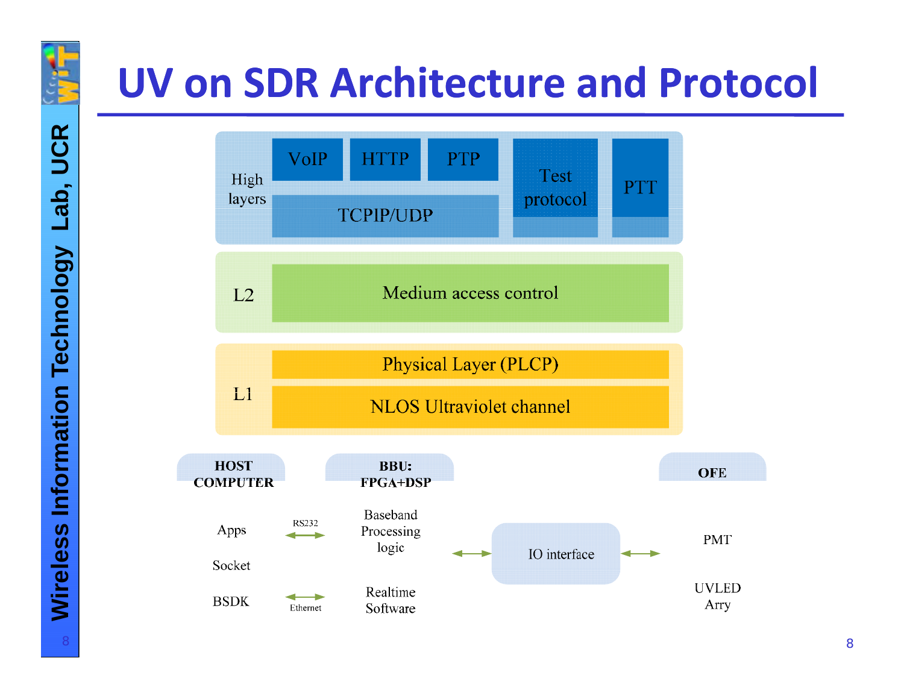# UV on SDR Architecture and Protocol

High layers

- VoIP
- HTTP
- PTP
- TCPIP/UDP
- Test protocol
- PTT

L2

- Medium access control

L1

- Physical Layer (PLCP)
- NLOS Ultraviolet channel

**HOST COMPUTER**

- Apps
- Socket
- BSDK

RS232

Ethernet

**BBU: FPGA+DSP**

- Baseband Processing logic
- Realtime Software

IO interface

**OFE**

- PMT
- UVLED Arry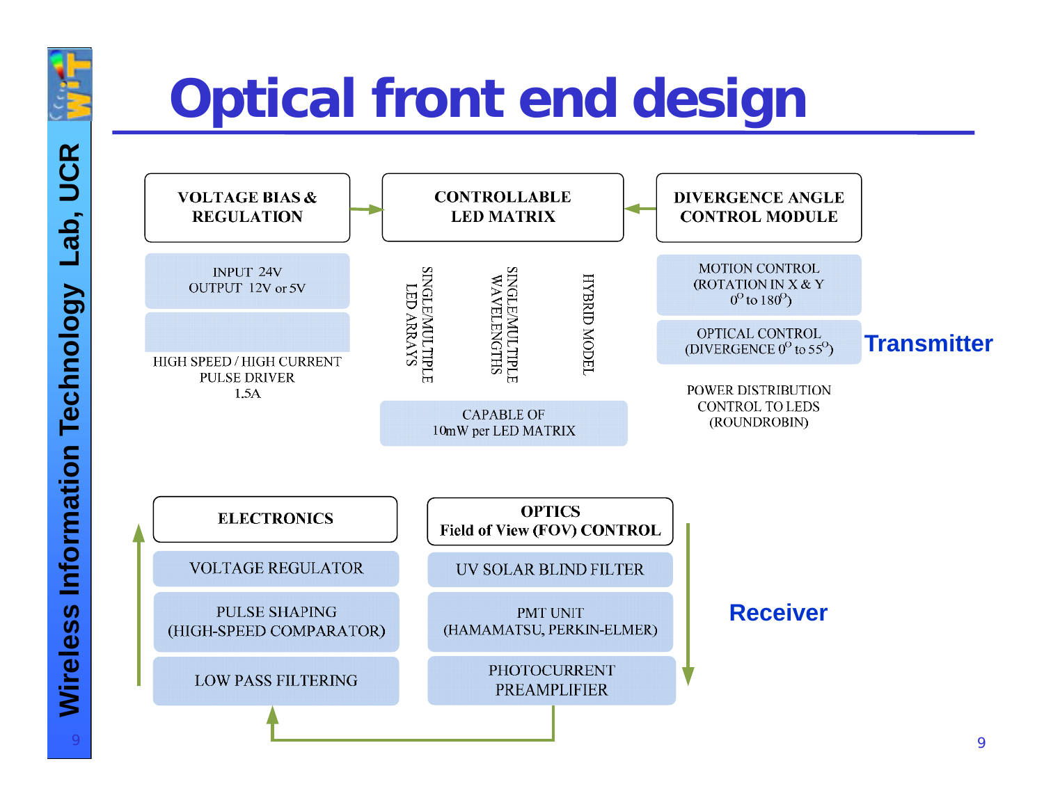# Optical front end design

## Transmitter

**VOLTAGE BIAS & REGULATION**

- INPUT 24V, OUTPUT 12V or 5V
- HIGH SPEED / HIGH CURRENT PULSE DRIVER 1.5A

**CONTROLLABLE LED MATRIX**

- SINGLE/MULTIPLE LED ARRAYS
- SINGLE/MULTIPLE WAVELENGTHS
- HYBRID MODEL
- CAPABLE OF 10mW per LED MATRIX

**DIVERGENCE ANGLE CONTROL MODULE**

- MOTION CONTROL (ROTATION IN X & Y $0^{O}$ to $180^{O}$)
- OPTICAL CONTROL (DIVERGENCE $0^{O}$ to $55^{O}$)
- POWER DISTRIBUTION CONTROL TO LEDS (ROUNDROBIN)

## Receiver

**OPTICS — Field of View (FOV) CONTROL**

- UV SOLAR BLIND FILTER
- PMT UNIT (HAMAMATSU, PERKIN-ELMER)
- PHOTOCURRENT PREAMPLIFIER

**ELECTRONICS**

- LOW PASS FILTERING
- PULSE SHAPING (HIGH-SPEED COMPARATOR)
- VOLTAGE REGULATOR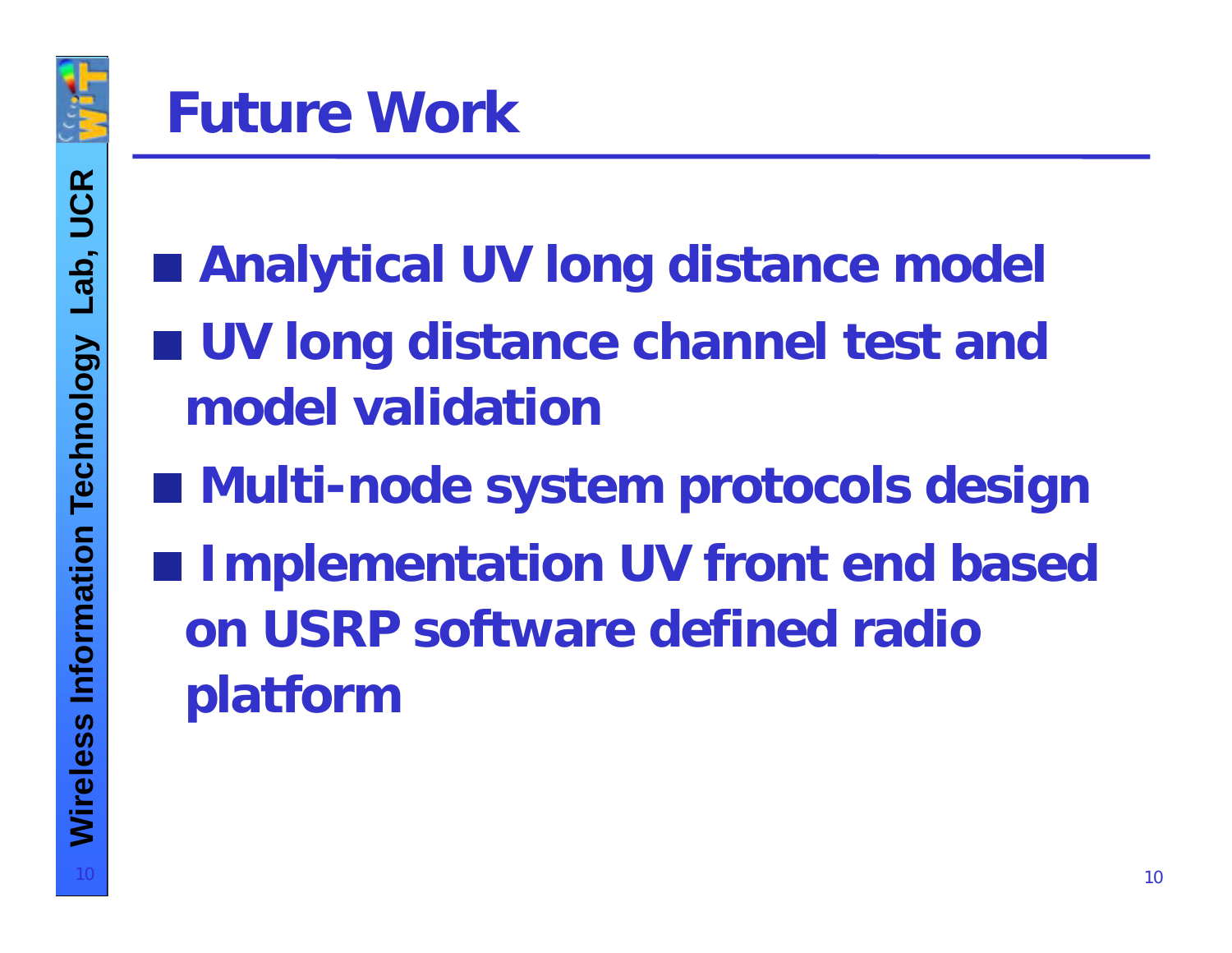# Future Work

- Analytical UV long distance model
- UV long distance channel test and model validation
- Multi-node system protocols design
- Implementation UV front end based on USRP software defined radio platform